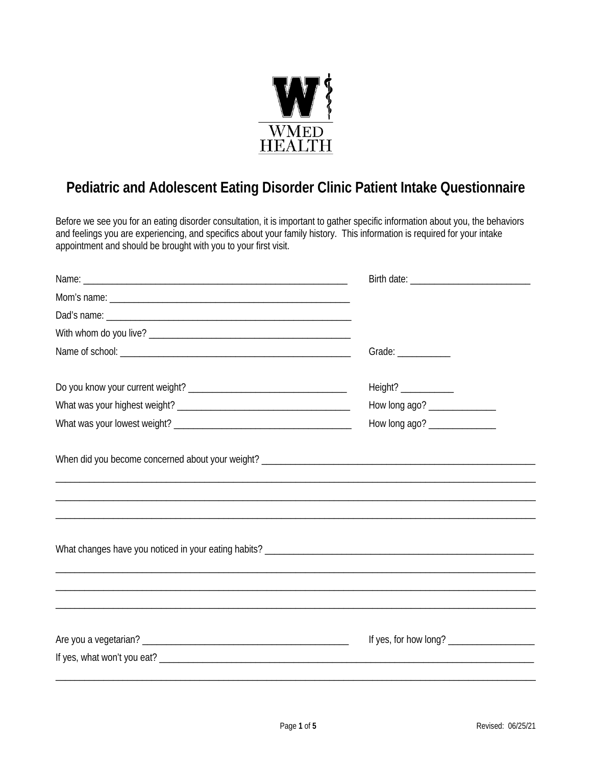WMED HEALTH

# Pediatric and Adolescent Eating Disorder Clinic Patient Intake Questionnaire

Before we see you for an eating disorder consultation, it is important to gather specific information about you, the behaviors and feelings you are experiencing, and specifics about your family history. This information is required for your intake appointment and should be brought with you to your first visit.

Name: ________________________________________________ Birth date: _______________________

Mom's name: ______________________________________________

Dad's name: _______________________________________________

With whom do you live? _____________________________________

Name of school: ___________________________________________ Grade: ___________

Do you know your current weight? ______________________________ Height? ___________

What was your highest weight? _________________________________ How long ago? ______________

What was your lowest weight? __________________________________ How long ago? ______________

When did you become concerned about your weight? ____________________________________________________

________________________________________________________________________________________

________________________________________________________________________________________

________________________________________________________________________________________

What changes have you noticed in your eating habits? ___________________________________________________

________________________________________________________________________________________

________________________________________________________________________________________

________________________________________________________________________________________

Are you a vegetarian? _______________________________________ If yes, for how long? __________________

If yes, what won't you eat? _________________________________________________________________________

________________________________________________________________________________________

Revised: 06/25/21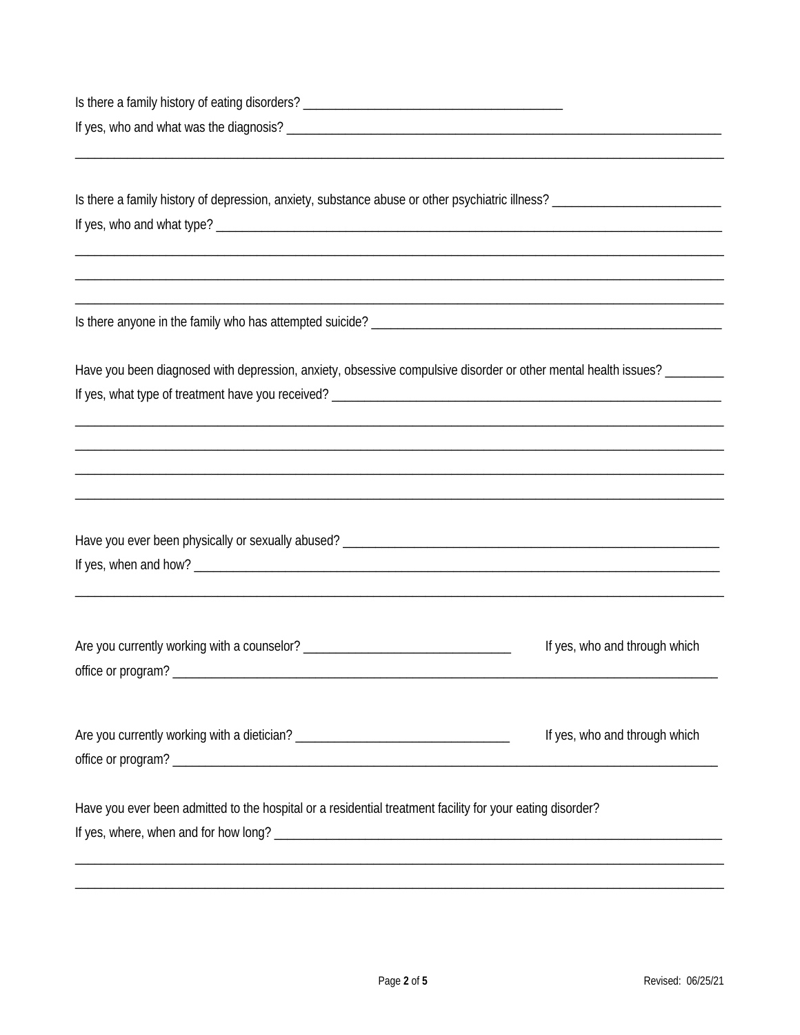Is there a family history of eating disorders? ________________________________________

If yes, who and what was the diagnosis? ______________________________________________________________________

_______________________________________________________________________________________________

Is there a family history of depression, anxiety, substance abuse or other psychiatric illness? __________________________

If yes, who and what type? ________________________________________________________________________________

_______________________________________________________________________________________________

_______________________________________________________________________________________________

_______________________________________________________________________________________________

Is there anyone in the family who has attempted suicide? ________________________________________________________

Have you been diagnosed with depression, anxiety, obsessive compulsive disorder or other mental health issues? _________

If yes, what type of treatment have you received? _____________________________________________________________

_______________________________________________________________________________________________

_______________________________________________________________________________________________

_______________________________________________________________________________________________

_______________________________________________________________________________________________

Have you ever been physically or sexually abused? _____________________________________________________________

If yes, when and how? ___________________________________________________________________________________

_______________________________________________________________________________________________

Are you currently working with a counselor? ________________________________ If yes, who and through which office or program? ______________________________________________________________________________

Are you currently working with a dietician? _________________________________ If yes, who and through which office or program? ______________________________________________________________________________

Have you ever been admitted to the hospital or a residential treatment facility for your eating disorder?

If yes, where, when and for how long? ______________________________________________________________________

_______________________________________________________________________________________________

_______________________________________________________________________________________________

Revised: 06/25/21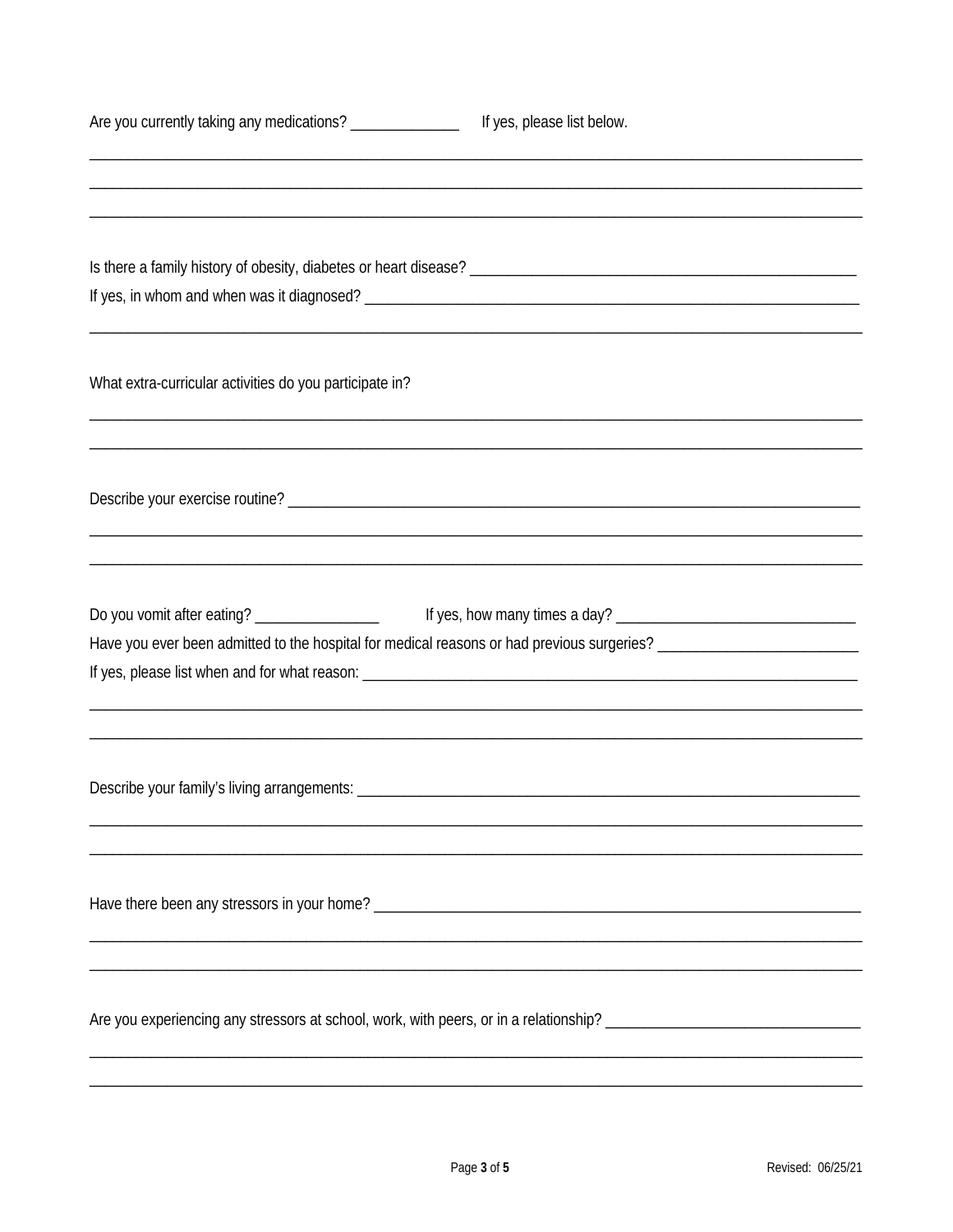Are you currently taking any medications? ______________ If yes, please list below.

___________________________________________________________________________________________

___________________________________________________________________________________________

___________________________________________________________________________________________

Is there a family history of obesity, diabetes or heart disease? _______________________________________________

If yes, in whom and when was it diagnosed? _________________________________________________________

___________________________________________________________________________________________

What extra-curricular activities do you participate in?

___________________________________________________________________________________________

___________________________________________________________________________________________

Describe your exercise routine? _______________________________________________________________

___________________________________________________________________________________________

___________________________________________________________________________________________

Do you vomit after eating? ________________ If yes, how many times a day? ______________________________

Have you ever been admitted to the hospital for medical reasons or had previous surgeries? _______________________

If yes, please list when and for what reason: _________________________________________________________

___________________________________________________________________________________________

___________________________________________________________________________________________

Describe your family's living arrangements: _________________________________________________________

___________________________________________________________________________________________

___________________________________________________________________________________________

Have there been any stressors in your home? ________________________________________________________

___________________________________________________________________________________________

___________________________________________________________________________________________

Are you experiencing any stressors at school, work, with peers, or in a relationship? ______________________________

___________________________________________________________________________________________

___________________________________________________________________________________________

Revised: 06/25/21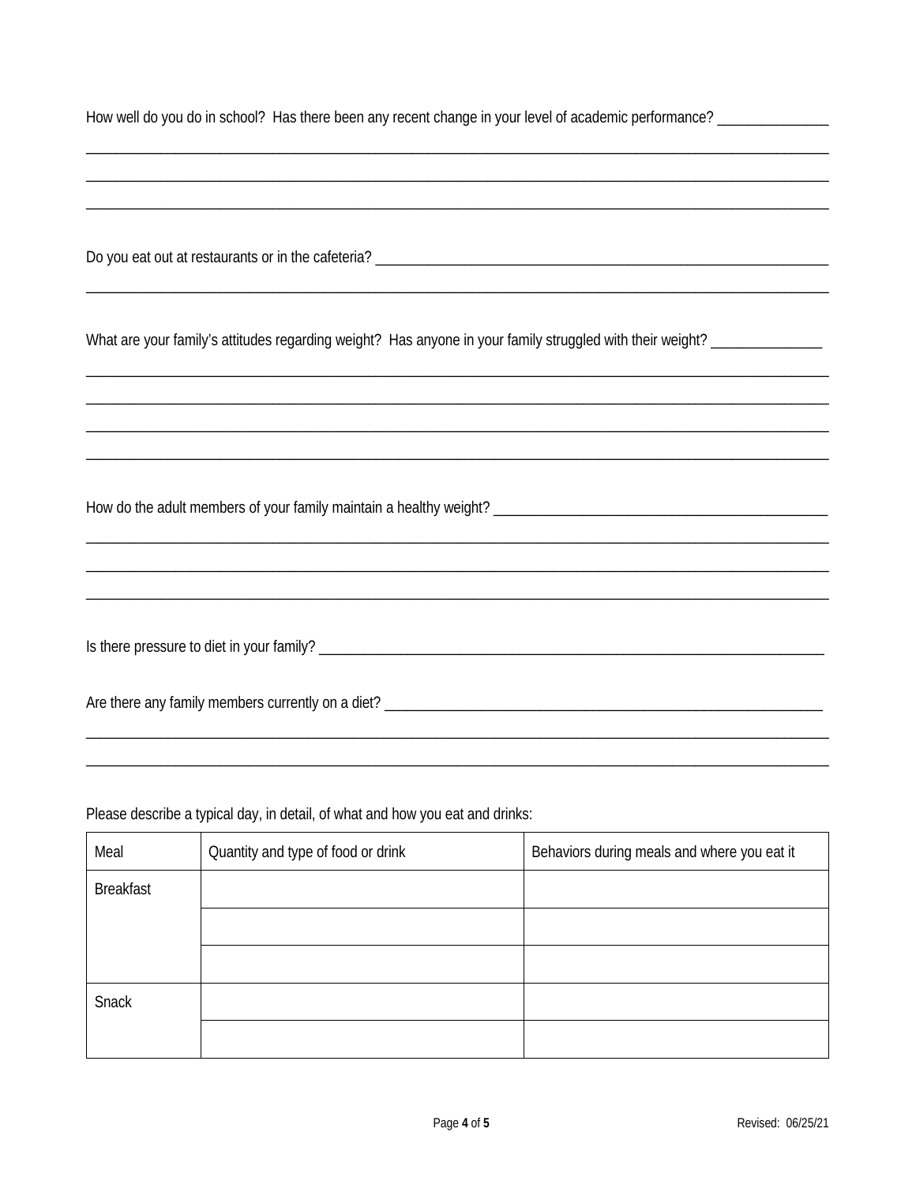How well do you do in school? Has there been any recent change in your level of academic performance? _______________

_______________________________________________________________________________________________

_______________________________________________________________________________________________

_______________________________________________________________________________________________

Do you eat out at restaurants or in the cafeteria? ________________________________________________

_______________________________________________________________________________________________

What are your family's attitudes regarding weight? Has anyone in your family struggled with their weight? _______________

_______________________________________________________________________________________________

_______________________________________________________________________________________________

_______________________________________________________________________________________________

_______________________________________________________________________________________________

How do the adult members of your family maintain a healthy weight? ____________________________________

_______________________________________________________________________________________________

_______________________________________________________________________________________________

_______________________________________________________________________________________________

Is there pressure to diet in your family? ______________________________________________________

Are there any family members currently on a diet? _______________________________________________

_______________________________________________________________________________________________

_______________________________________________________________________________________________

Please describe a typical day, in detail, of what and how you eat and drinks:

| Meal | Quantity and type of food or drink | Behaviors during meals and where you eat it |
|---|---|---|
| Breakfast | | |
| | | |
| | | |
| Snack | | |
| | | |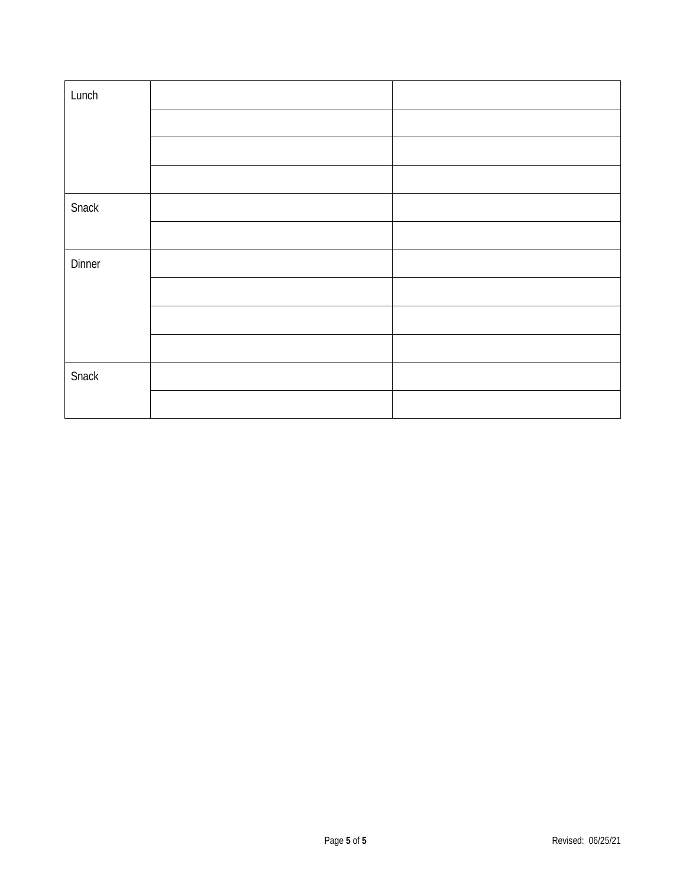| | | |
|---|---|---|
| Lunch | | |
| | | |
| | | |
| | | |
| Snack | | |
| | | |
| Dinner | | |
| | | |
| | | |
| | | |
| Snack | | |
| | | |

Revised: 06/25/21